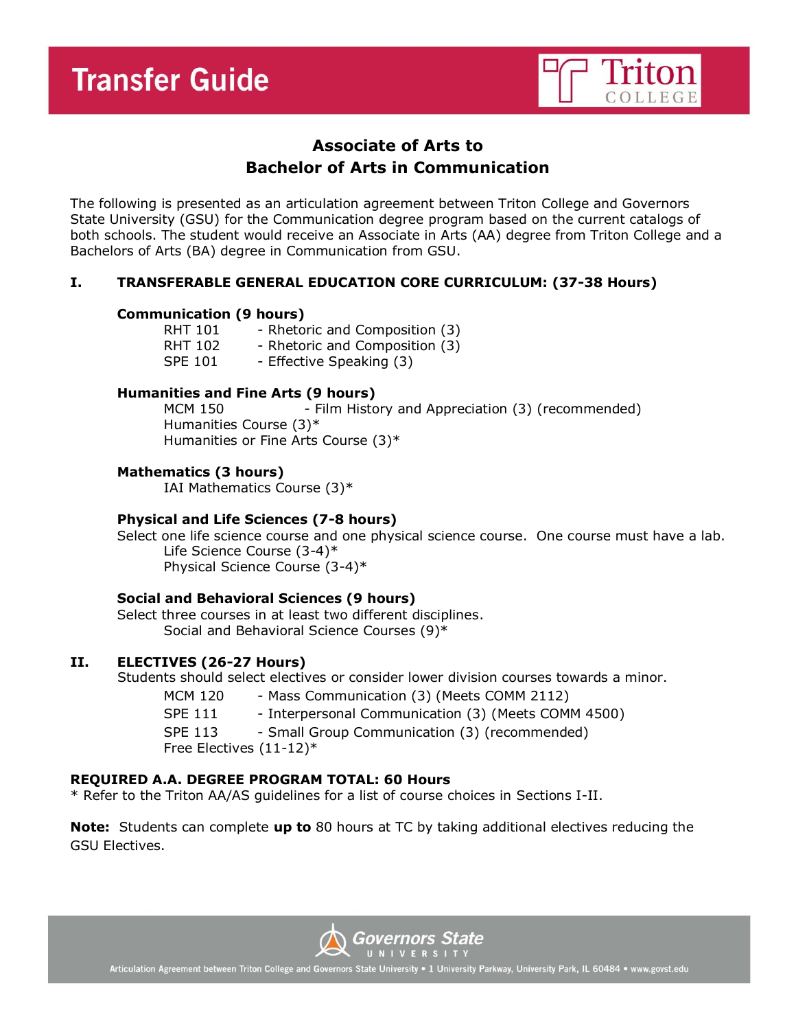# Transfer Guide

Triton College

## Associate of Arts to Bachelor of Arts in Communication

The following is presented as an articulation agreement between Triton College and Governors State University (GSU) for the Communication degree program based on the current catalogs of both schools. The student would receive an Associate in Arts (AA) degree from Triton College and a Bachelors of Arts (BA) degree in Communication from GSU.

### I. TRANSFERABLE GENERAL EDUCATION CORE CURRICULUM: (37-38 Hours)

**Communication (9 hours)**

- RHT 101 - Rhetoric and Composition (3)
- RHT 102 - Rhetoric and Composition (3)
- SPE 101 - Effective Speaking (3)

**Humanities and Fine Arts (9 hours)**

- MCM 150 - Film History and Appreciation (3) (recommended)
- Humanities Course (3)*
- Humanities or Fine Arts Course (3)*

**Mathematics (3 hours)**

- IAI Mathematics Course (3)*

**Physical and Life Sciences (7-8 hours)**

Select one life science course and one physical science course. One course must have a lab.

- Life Science Course (3-4)*
- Physical Science Course (3-4)*

**Social and Behavioral Sciences (9 hours)**

Select three courses in at least two different disciplines.

- Social and Behavioral Science Courses (9)*

### II. ELECTIVES (26-27 Hours)

Students should select electives or consider lower division courses towards a minor.

- MCM 120 - Mass Communication (3) (Meets COMM 2112)
- SPE 111 - Interpersonal Communication (3) (Meets COMM 4500)
- SPE 113 - Small Group Communication (3) (recommended)
- Free Electives (11-12)*

**REQUIRED A.A. DEGREE PROGRAM TOTAL: 60 Hours**

\* Refer to the Triton AA/AS guidelines for a list of course choices in Sections I-II.

**Note:** Students can complete **up to** 80 hours at TC by taking additional electives reducing the GSU Electives.

Governors State University

Articulation Agreement between Triton College and Governors State University • 1 University Parkway, University Park, IL 60484 • www.govst.edu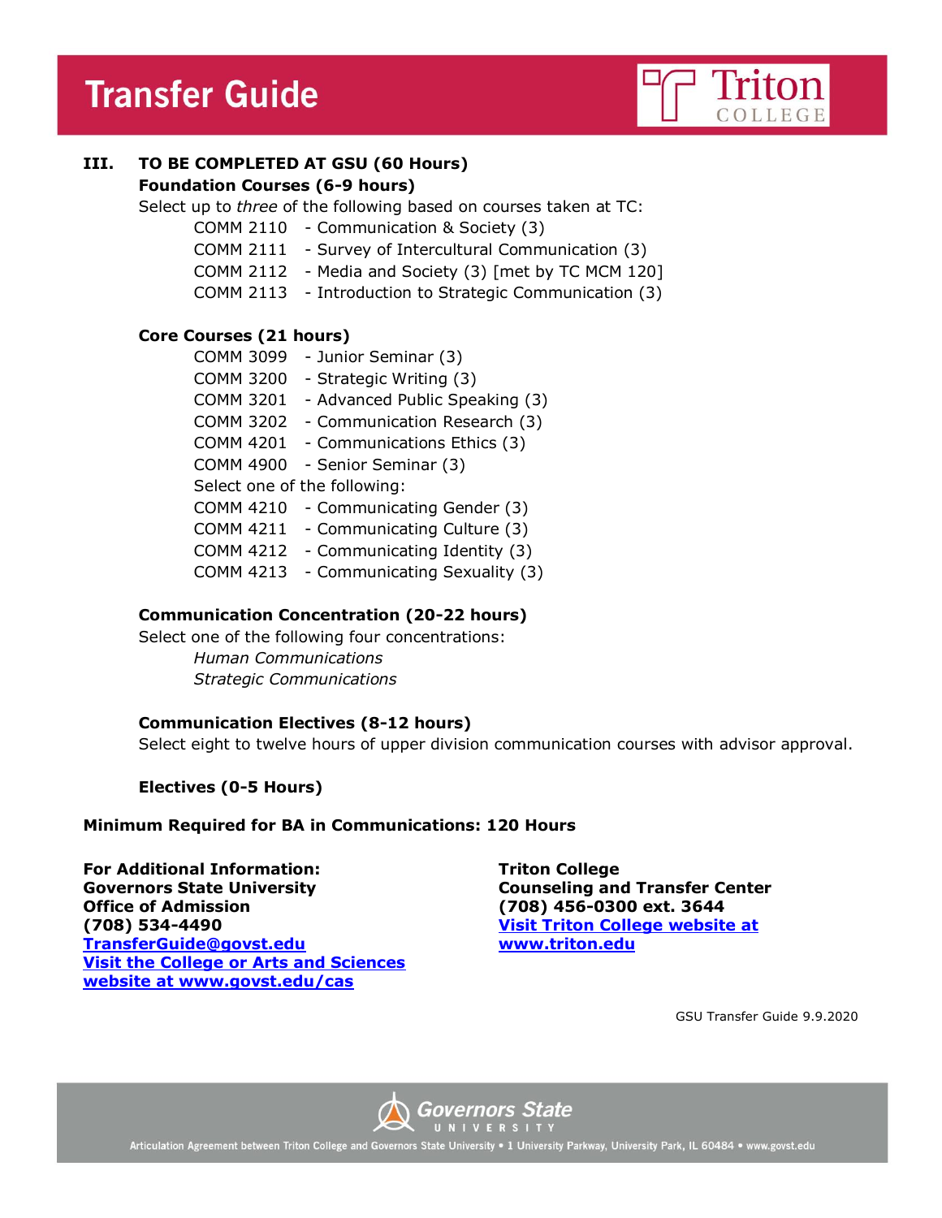## III. TO BE COMPLETED AT GSU (60 Hours)

### Foundation Courses (6-9 hours)

Select up to *three* of the following based on courses taken at TC:

- COMM 2110 - Communication & Society (3)
- COMM 2111 - Survey of Intercultural Communication (3)
- COMM 2112 - Media and Society (3) [met by TC MCM 120]
- COMM 2113 - Introduction to Strategic Communication (3)

### Core Courses (21 hours)

- COMM 3099 - Junior Seminar (3)
- COMM 3200 - Strategic Writing (3)
- COMM 3201 - Advanced Public Speaking (3)
- COMM 3202 - Communication Research (3)
- COMM 4201 - Communications Ethics (3)
- COMM 4900 - Senior Seminar (3)

Select one of the following:

- COMM 4210 - Communicating Gender (3)
- COMM 4211 - Communicating Culture (3)
- COMM 4212 - Communicating Identity (3)
- COMM 4213 - Communicating Sexuality (3)

### Communication Concentration (20-22 hours)

Select one of the following four concentrations:

*Human Communications*
*Strategic Communications*

### Communication Electives (8-12 hours)

Select eight to twelve hours of upper division communication courses with advisor approval.

### Electives (0-5 Hours)

**Minimum Required for BA in Communications: 120 Hours**

**For Additional Information:**
**Governors State University**
**Office of Admission**
**(708) 534-4490**
**TransferGuide@govst.edu**
**Visit the College or Arts and Sciences website at www.govst.edu/cas**

**Triton College**
**Counseling and Transfer Center**
**(708) 456-0300 ext. 3644**
**Visit Triton College website at www.triton.edu**

GSU Transfer Guide 9.9.2020

Articulation Agreement between Triton College and Governors State University • 1 University Parkway, University Park, IL 60484 • www.govst.edu